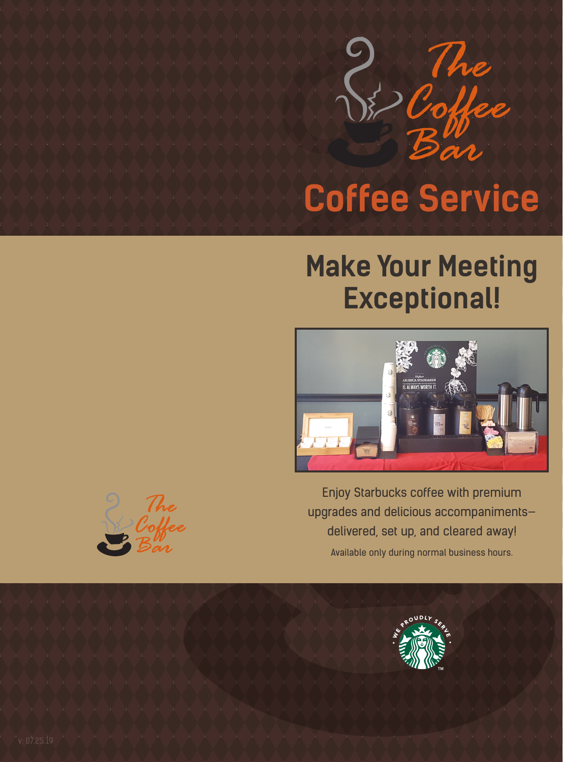The Coffee Bar

# Coffee Service

## Make Your Meeting Exceptional!

Enjoy Starbucks coffee with premium upgrades and delicious accompaniments—delivered, set up, and cleared away!

Available only during normal business hours.

The Coffee Bar

We Proudly Serve Starbucks™

v: 07.25.19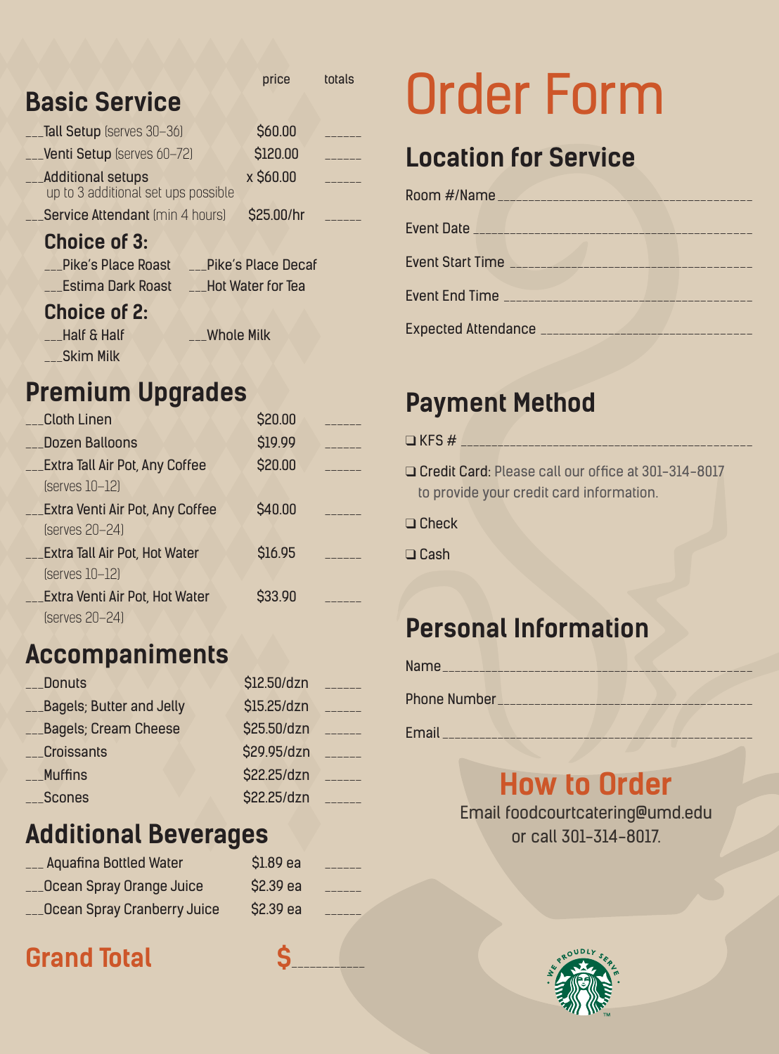# Order Form

## Basic Service

| | price | totals |
|---|---|---|
| ___Tall Setup (serves 30–36) | $60.00 | ______ |
| ___Venti Setup (serves 60–72) | $120.00 | ______ |
| ___Additional setups up to 3 additional set ups possible | x $60.00 | ______ |
| ___Service Attendant (min 4 hours) | $25.00/hr | ______ |

### Choice of 3:

___Pike's Place Roast ___Pike's Place Decaf
___Estima Dark Roast ___Hot Water for Tea

### Choice of 2:

___Half & Half ___Whole Milk
___Skim Milk

## Premium Upgrades

| | | |
|---|---|---|
| ___Cloth Linen | $20.00 | ______ |
| ___Dozen Balloons | $19.99 | ______ |
| ___Extra Tall Air Pot, Any Coffee (serves 10–12) | $20.00 | ______ |
| ___Extra Venti Air Pot, Any Coffee (serves 20–24) | $40.00 | ______ |
| ___Extra Tall Air Pot, Hot Water (serves 10–12) | $16.95 | ______ |
| ___Extra Venti Air Pot, Hot Water (serves 20–24) | $33.90 | ______ |

## Accompaniments

| | | |
|---|---|---|
| ___Donuts | $12.50/dzn | ______ |
| ___Bagels; Butter and Jelly | $15.25/dzn | ______ |
| ___Bagels; Cream Cheese | $25.50/dzn | ______ |
| ___Croissants | $29.95/dzn | ______ |
| ___Muffins | $22.25/dzn | ______ |
| ___Scones | $22.25/dzn | ______ |

## Additional Beverages

| | | |
|---|---|---|
| ___ Aquafina Bottled Water | $1.89 ea | ______ |
| ___Ocean Spray Orange Juice | $2.39 ea | ______ |
| ___Ocean Spray Cranberry Juice | $2.39 ea | ______ |

## Grand Total $__________

## Location for Service

Room #/Name ______________________________________

Event Date ______________________________________

Event Start Time ______________________________________

Event End Time ______________________________________

Expected Attendance ______________________________________

## Payment Method

❑ KFS # ______________________________________

❑ Credit Card: Please call our office at 301-314-8017 to provide your credit card information.

❑ Check

❑ Cash

## Personal Information

Name ______________________________________

Phone Number ______________________________________

Email ______________________________________

## How to Order

Email foodcourtcatering@umd.edu or call 301-314-8017.

WE PROUDLY SERVE